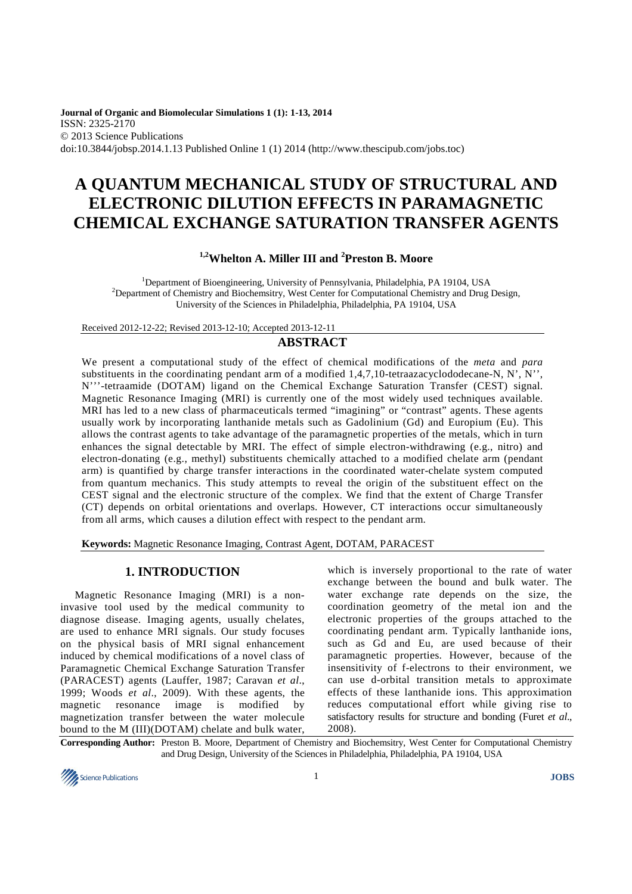Journal of Organic and Biomolecular Simulations 1 (1): 1-13, 2014
ISSN: 2325-2170
© 2013 Science Publications
doi:10.3844/jobsp.2014.1.13 Published Online 1 (1) 2014 (http://www.thescipub.com/jobs.toc)

# A QUANTUM MECHANICAL STUDY OF STRUCTURAL AND ELECTRONIC DILUTION EFFECTS IN PARAMAGNETIC CHEMICAL EXCHANGE SATURATION TRANSFER AGENTS

**[1,2]Whelton A. Miller III and [2]Preston B. Moore**

[1]Department of Bioengineering, University of Pennsylvania, Philadelphia, PA 19104, USA
[2]Department of Chemistry and Biochemsitry, West Center for Computational Chemistry and Drug Design, University of the Sciences in Philadelphia, Philadelphia, PA 19104, USA

Received 2012-12-22; Revised 2013-12-10; Accepted 2013-12-11

## ABSTRACT

We present a computational study of the effect of chemical modifications of the *meta* and *para* substituents in the coordinating pendant arm of a modified 1,4,7,10-tetraazacyclododecane-N, N', N'', N'''-tetraamide (DOTAM) ligand on the Chemical Exchange Saturation Transfer (CEST) signal. Magnetic Resonance Imaging (MRI) is currently one of the most widely used techniques available. MRI has led to a new class of pharmaceuticals termed "imagining" or "contrast" agents. These agents usually work by incorporating lanthanide metals such as Gadolinium (Gd) and Europium (Eu). This allows the contrast agents to take advantage of the paramagnetic properties of the metals, which in turn enhances the signal detectable by MRI. The effect of simple electron-withdrawing (e.g., nitro) and electron-donating (e.g., methyl) substituents chemically attached to a modified chelate arm (pendant arm) is quantified by charge transfer interactions in the coordinated water-chelate system computed from quantum mechanics. This study attempts to reveal the origin of the substituent effect on the CEST signal and the electronic structure of the complex. We find that the extent of Charge Transfer (CT) depends on orbital orientations and overlaps. However, CT interactions occur simultaneously from all arms, which causes a dilution effect with respect to the pendant arm.

**Keywords:** Magnetic Resonance Imaging, Contrast Agent, DOTAM, PARACEST

## 1. INTRODUCTION

Magnetic Resonance Imaging (MRI) is a non-invasive tool used by the medical community to diagnose disease. Imaging agents, usually chelates, are used to enhance MRI signals. Our study focuses on the physical basis of MRI signal enhancement induced by chemical modifications of a novel class of Paramagnetic Chemical Exchange Saturation Transfer (PARACEST) agents (Lauffer, 1987; Caravan *et al*., 1999; Woods *et al*., 2009). With these agents, the magnetic resonance image is modified by magnetization transfer between the water molecule bound to the M (III)(DOTAM) chelate and bulk water, which is inversely proportional to the rate of water exchange between the bound and bulk water. The water exchange rate depends on the size, the coordination geometry of the metal ion and the electronic properties of the groups attached to the coordinating pendant arm. Typically lanthanide ions, such as Gd and Eu, are used because of their paramagnetic properties. However, because of the insensitivity of f-electrons to their environment, we can use d-orbital transition metals to approximate effects of these lanthanide ions. This approximation reduces computational effort while giving rise to satisfactory results for structure and bonding (Furet *et al*., 2008).

**Corresponding Author:** Preston B. Moore, Department of Chemistry and Biochemsitry, West Center for Computational Chemistry and Drug Design, University of the Sciences in Philadelphia, Philadelphia, PA 19104, USA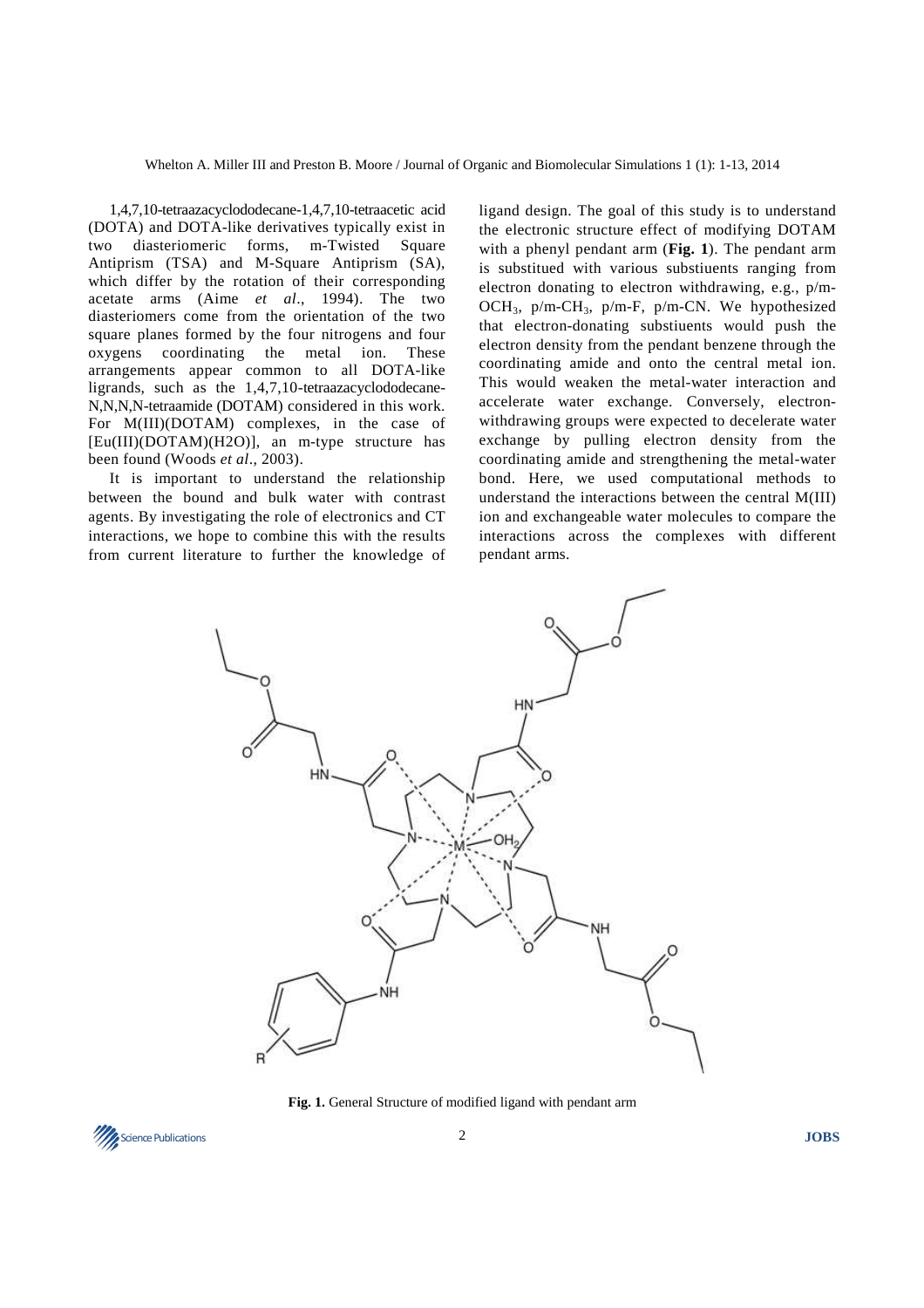1,4,7,10-tetraazacyclododecane-1,4,7,10-tetraacetic acid (DOTA) and DOTA-like derivatives typically exist in two diasteriomeric forms, m-Twisted Square Antiprism (TSA) and M-Square Antiprism (SA), which differ by the rotation of their corresponding acetate arms (Aime *et al*., 1994). The two diasteriomers come from the orientation of the two square planes formed by the four nitrogens and four oxygens coordinating the metal ion. These arrangements appear common to all DOTA-like ligrands, such as the 1,4,7,10-tetraazacyclododecane-N,N,N,N-tetraamide (DOTAM) considered in this work. For M(III)(DOTAM) complexes, in the case of [Eu(III)(DOTAM)(H2O)], an m-type structure has been found (Woods *et al*., 2003).

It is important to understand the relationship between the bound and bulk water with contrast agents. By investigating the role of electronics and CT interactions, we hope to combine this with the results from current literature to further the knowledge of ligand design. The goal of this study is to understand the electronic structure effect of modifying DOTAM with a phenyl pendant arm (**Fig. 1**). The pendant arm is substitued with various substiuents ranging from electron donating to electron withdrawing, e.g., p/m-$OCH_3$, p/m-$CH_3$, p/m-F, p/m-CN. We hypothesized that electron-donating substiuents would push the electron density from the pendant benzene through the coordinating amide and onto the central metal ion. This would weaken the metal-water interaction and accelerate water exchange. Conversely, electron-withdrawing groups were expected to decelerate water exchange by pulling electron density from the coordinating amide and strengthening the metal-water bond. Here, we used computational methods to understand the interactions between the central M(III) ion and exchangeable water molecules to compare the interactions across the complexes with different pendant arms.

**Fig. 1.** General Structure of modified ligand with pendant arm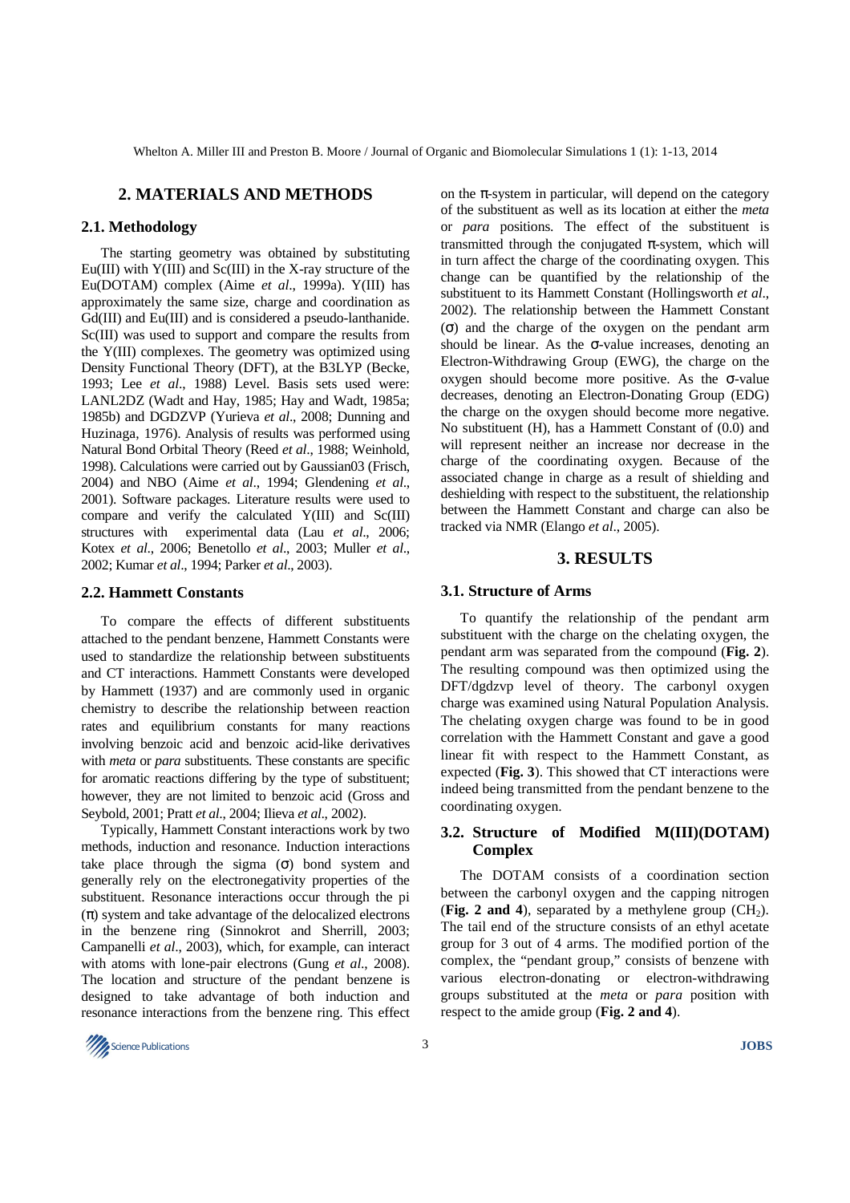## 2. MATERIALS AND METHODS

### 2.1. Methodology

The starting geometry was obtained by substituting Eu(III) with Y(III) and Sc(III) in the X-ray structure of the Eu(DOTAM) complex (Aime *et al*., 1999a). Y(III) has approximately the same size, charge and coordination as Gd(III) and Eu(III) and is considered a pseudo-lanthanide. Sc(III) was used to support and compare the results from the Y(III) complexes. The geometry was optimized using Density Functional Theory (DFT), at the B3LYP (Becke, 1993; Lee *et al*., 1988) Level. Basis sets used were: LANL2DZ (Wadt and Hay, 1985; Hay and Wadt, 1985a; 1985b) and DGDZVP (Yurieva *et al*., 2008; Dunning and Huzinaga, 1976). Analysis of results was performed using Natural Bond Orbital Theory (Reed *et al*., 1988; Weinhold, 1998). Calculations were carried out by Gaussian03 (Frisch, 2004) and NBO (Aime *et al*., 1994; Glendening *et al*., 2001). Software packages. Literature results were used to compare and verify the calculated Y(III) and Sc(III) structures with experimental data (Lau *et al*., 2006; Kotex *et al*., 2006; Benetollo *et al*., 2003; Muller *et al*., 2002; Kumar *et al*., 1994; Parker *et al*., 2003).

### 2.2. Hammett Constants

To compare the effects of different substituents attached to the pendant benzene, Hammett Constants were used to standardize the relationship between substituents and CT interactions. Hammett Constants were developed by Hammett (1937) and are commonly used in organic chemistry to describe the relationship between reaction rates and equilibrium constants for many reactions involving benzoic acid and benzoic acid-like derivatives with *meta* or *para* substituents. These constants are specific for aromatic reactions differing by the type of substituent; however, they are not limited to benzoic acid (Gross and Seybold, 2001; Pratt *et al*., 2004; Ilieva *et al*., 2002).

Typically, Hammett Constant interactions work by two methods, induction and resonance. Induction interactions take place through the sigma (σ) bond system and generally rely on the electronegativity properties of the substituent. Resonance interactions occur through the pi (π) system and take advantage of the delocalized electrons in the benzene ring (Sinnokrot and Sherrill, 2003; Campanelli *et al*., 2003), which, for example, can interact with atoms with lone-pair electrons (Gung *et al*., 2008). The location and structure of the pendant benzene is designed to take advantage of both induction and resonance interactions from the benzene ring. This effect on the π-system in particular, will depend on the category of the substituent as well as its location at either the *meta* or *para* positions. The effect of the substituent is transmitted through the conjugated π-system, which will in turn affect the charge of the coordinating oxygen. This change can be quantified by the relationship of the substituent to its Hammett Constant (Hollingsworth *et al*., 2002). The relationship between the Hammett Constant (σ) and the charge of the oxygen on the pendant arm should be linear. As the σ-value increases, denoting an Electron-Withdrawing Group (EWG), the charge on the oxygen should become more positive. As the σ-value decreases, denoting an Electron-Donating Group (EDG) the charge on the oxygen should become more negative. No substituent (H), has a Hammett Constant of (0.0) and will represent neither an increase nor decrease in the charge of the coordinating oxygen. Because of the associated change in charge as a result of shielding and deshielding with respect to the substituent, the relationship between the Hammett Constant and charge can also be tracked via NMR (Elango *et al*., 2005).

## 3. RESULTS

### 3.1. Structure of Arms

To quantify the relationship of the pendant arm substituent with the charge on the chelating oxygen, the pendant arm was separated from the compound (**Fig. 2**). The resulting compound was then optimized using the DFT/dgdzvp level of theory. The carbonyl oxygen charge was examined using Natural Population Analysis. The chelating oxygen charge was found to be in good correlation with the Hammett Constant and gave a good linear fit with respect to the Hammett Constant, as expected (**Fig. 3**). This showed that CT interactions were indeed being transmitted from the pendant benzene to the coordinating oxygen.

### 3.2. Structure of Modified M(III)(DOTAM) Complex

The DOTAM consists of a coordination section between the carbonyl oxygen and the capping nitrogen (**Fig. 2 and 4**), separated by a methylene group ($CH_2$). The tail end of the structure consists of an ethyl acetate group for 3 out of 4 arms. The modified portion of the complex, the "pendant group," consists of benzene with various electron-donating or electron-withdrawing groups substituted at the *meta* or *para* position with respect to the amide group (**Fig. 2 and 4**).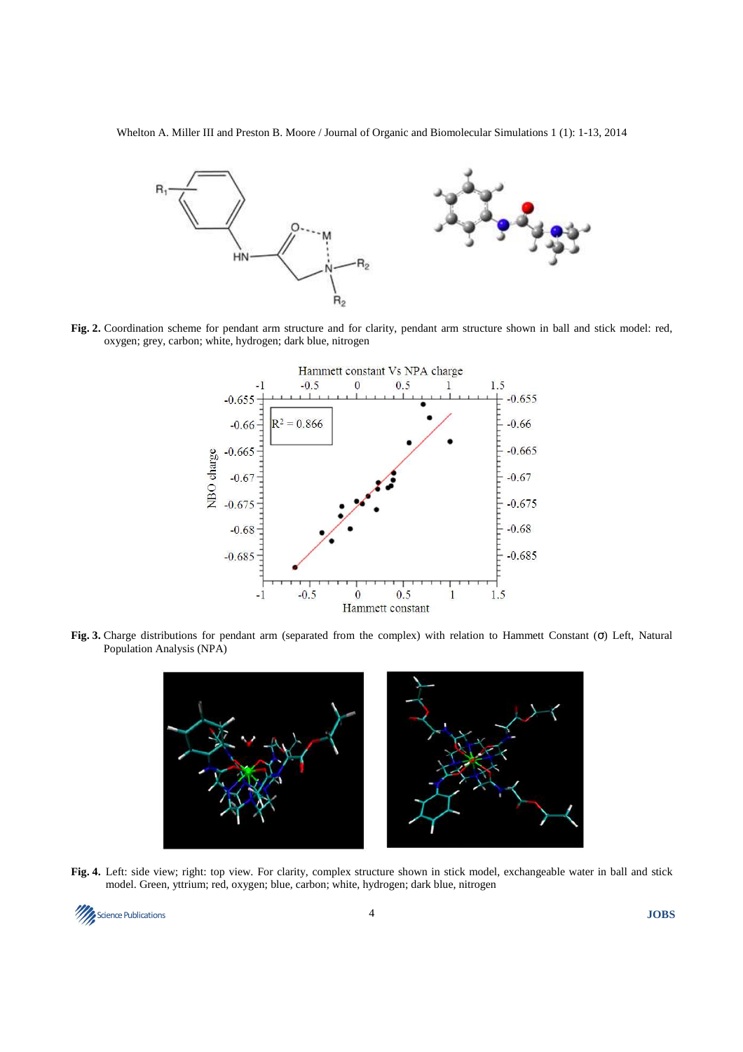**Fig. 2.** Coordination scheme for pendant arm structure and for clarity, pendant arm structure shown in ball and stick model: red, oxygen; grey, carbon; white, hydrogen; dark blue, nitrogen

**Fig. 3.** Charge distributions for pendant arm (separated from the complex) with relation to Hammett Constant (σ) Left, Natural Population Analysis (NPA)

**Fig. 4.** Left: side view; right: top view. For clarity, complex structure shown in stick model, exchangeable water in ball and stick model. Green, yttrium; red, oxygen; blue, carbon; white, hydrogen; dark blue, nitrogen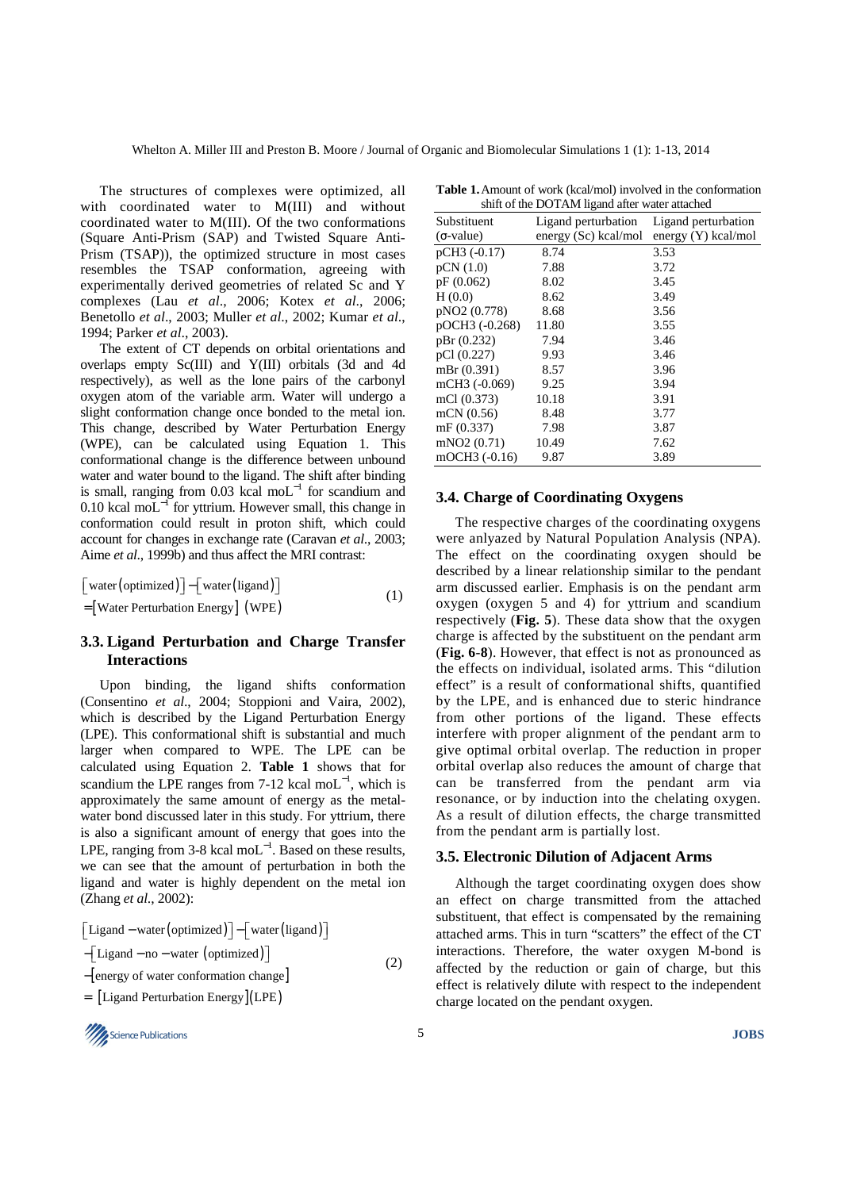The structures of complexes were optimized, all with coordinated water to M(III) and without coordinated water to M(III). Of the two conformations (Square Anti-Prism (SAP) and Twisted Square Anti-Prism (TSAP)), the optimized structure in most cases resembles the TSAP conformation, agreeing with experimentally derived geometries of related Sc and Y complexes (Lau *et al*., 2006; Kotex *et al*., 2006; Benetollo *et al*., 2003; Muller *et al*., 2002; Kumar *et al*., 1994; Parker *et al*., 2003).

The extent of CT depends on orbital orientations and overlaps empty Sc(III) and Y(III) orbitals (3d and 4d respectively), as well as the lone pairs of the carbonyl oxygen atom of the variable arm. Water will undergo a slight conformation change once bonded to the metal ion. This change, described by Water Perturbation Energy (WPE), can be calculated using Equation 1. This conformational change is the difference between unbound water and water bound to the ligand. The shift after binding is small, ranging from 0.03 kcal $moL^{-1}$ for scandium and 0.10 kcal $moL^{-1}$ for yttrium. However small, this change in conformation could result in proton shift, which could account for changes in exchange rate (Caravan *et al*., 2003; Aime *et al*., 1999b) and thus affect the MRI contrast:

$$\left[\text{water}\left(\text{optimized}\right)\right] - \left[\text{water}\left(\text{ligand}\right)\right] = \left[\text{Water Perturbation Energy}\right]\ \left(\text{WPE}\right) \tag{1}$$

### 3.3. Ligand Perturbation and Charge Transfer Interactions

Upon binding, the ligand shifts conformation (Consentino *et al*., 2004; Stoppioni and Vaira, 2002), which is described by the Ligand Perturbation Energy (LPE). This conformational shift is substantial and much larger when compared to WPE. The LPE can be calculated using Equation 2. **Table 1** shows that for scandium the LPE ranges from 7-12 kcal $moL^{-1}$, which is approximately the same amount of energy as the metal-water bond discussed later in this study. For yttrium, there is also a significant amount of energy that goes into the LPE, ranging from 3-8 kcal $moL^{-1}$. Based on these results, we can see that the amount of perturbation in both the ligand and water is highly dependent on the metal ion (Zhang *et al*., 2002):

$$\begin{aligned}&\left[\text{Ligand} - \text{water}\left(\text{optimized}\right)\right] - \left[\text{water}\left(\text{ligand}\right)\right]\\&-\left[\text{Ligand} - \text{no} - \text{water}\ \left(\text{optimized}\right)\right]\\&-\left[\text{energy of water conformation change}\right]\\&= \left[\text{Ligand Perturbation Energy}\right]\left(\text{LPE}\right)\end{aligned} \tag{2}$$

**Table 1.** Amount of work (kcal/mol) involved in the conformation shift of the DOTAM ligand after water attached

| Substituent (σ-value) | Ligand perturbation energy (Sc) kcal/mol | Ligand perturbation energy (Y) kcal/mol |
|---|---|---|
| pCH3 (-0.17) | 8.74 | 3.53 |
| pCN (1.0) | 7.88 | 3.72 |
| pF (0.062) | 8.02 | 3.45 |
| H (0.0) | 8.62 | 3.49 |
| pNO2 (0.778) | 8.68 | 3.56 |
| pOCH3 (-0.268) | 11.80 | 3.55 |
| pBr (0.232) | 7.94 | 3.46 |
| pCl (0.227) | 9.93 | 3.46 |
| mBr (0.391) | 8.57 | 3.96 |
| mCH3 (-0.069) | 9.25 | 3.94 |
| mCl (0.373) | 10.18 | 3.91 |
| mCN (0.56) | 8.48 | 3.77 |
| mF (0.337) | 7.98 | 3.87 |
| mNO2 (0.71) | 10.49 | 7.62 |
| mOCH3 (-0.16) | 9.87 | 3.89 |

### 3.4. Charge of Coordinating Oxygens

The respective charges of the coordinating oxygens were anlyazed by Natural Population Analysis (NPA). The effect on the coordinating oxygen should be described by a linear relationship similar to the pendant arm discussed earlier. Emphasis is on the pendant arm oxygen (oxygen 5 and 4) for yttrium and scandium respectively (**Fig. 5**). These data show that the oxygen charge is affected by the substituent on the pendant arm (**Fig. 6-8**). However, that effect is not as pronounced as the effects on individual, isolated arms. This "dilution effect" is a result of conformational shifts, quantified by the LPE, and is enhanced due to steric hindrance from other portions of the ligand. These effects interfere with proper alignment of the pendant arm to give optimal orbital overlap. The reduction in proper orbital overlap also reduces the amount of charge that can be transferred from the pendant arm via resonance, or by induction into the chelating oxygen. As a result of dilution effects, the charge transmitted from the pendant arm is partially lost.

### 3.5. Electronic Dilution of Adjacent Arms

Although the target coordinating oxygen does show an effect on charge transmitted from the attached substituent, that effect is compensated by the remaining attached arms. This in turn "scatters" the effect of the CT interactions. Therefore, the water oxygen M-bond is affected by the reduction or gain of charge, but this effect is relatively dilute with respect to the independent charge located on the pendant oxygen.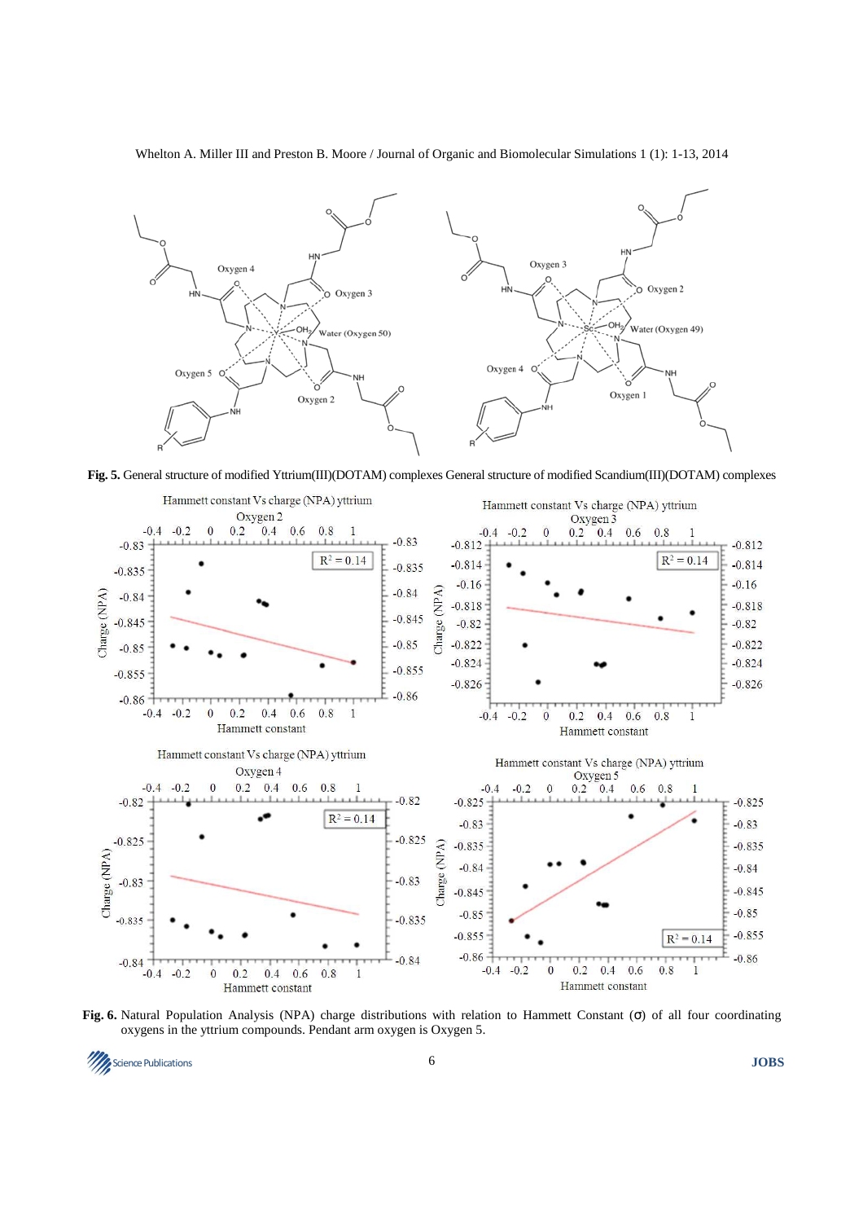**Fig. 5.** General structure of modified Yttrium(III)(DOTAM) complexes General structure of modified Scandium(III)(DOTAM) complexes

**Fig. 6.** Natural Population Analysis (NPA) charge distributions with relation to Hammett Constant (σ) of all four coordinating oxygens in the yttrium compounds. Pendant arm oxygen is Oxygen 5.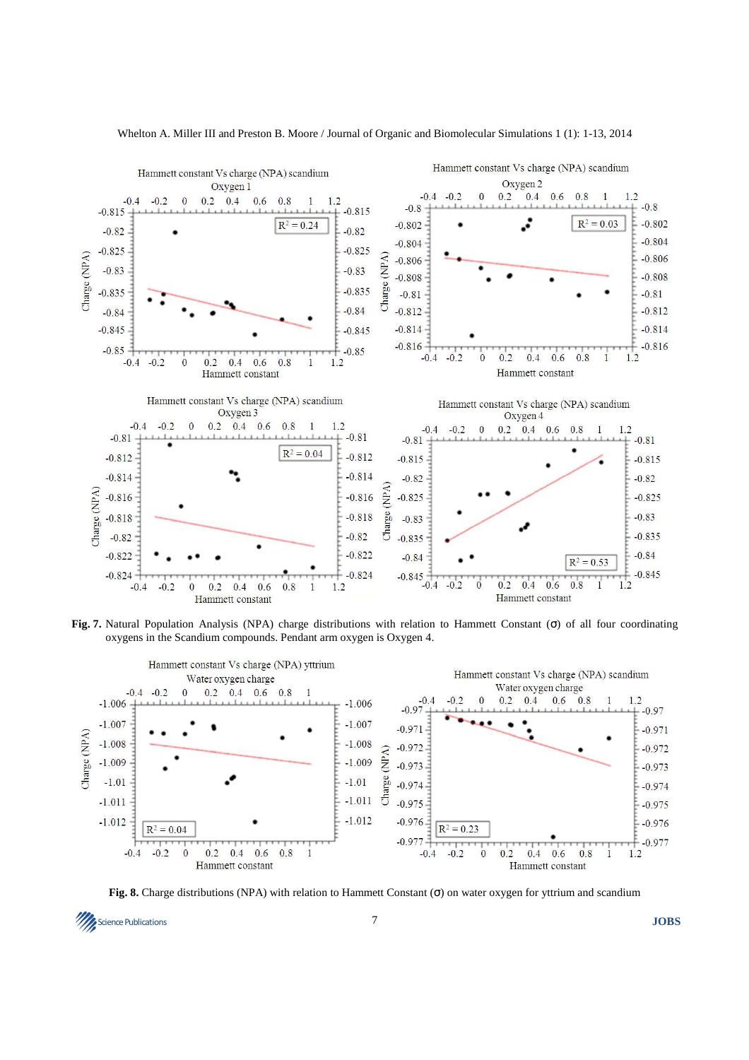**Fig. 7.** Natural Population Analysis (NPA) charge distributions with relation to Hammett Constant (σ) of all four coordinating oxygens in the Scandium compounds. Pendant arm oxygen is Oxygen 4.

**Fig. 8.** Charge distributions (NPA) with relation to Hammett Constant (σ) on water oxygen for yttrium and scandium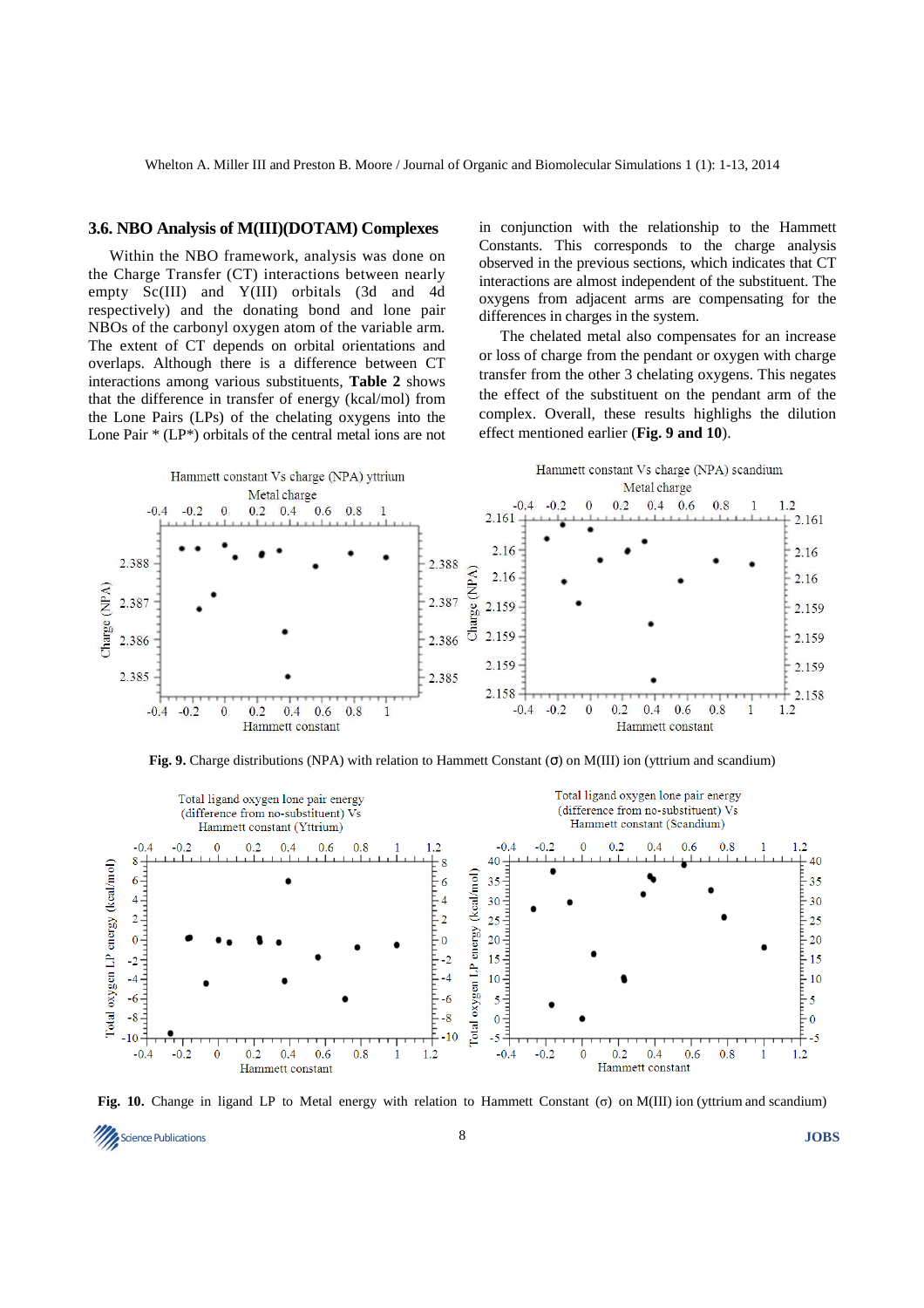### 3.6. NBO Analysis of M(III)(DOTAM) Complexes

Within the NBO framework, analysis was done on the Charge Transfer (CT) interactions between nearly empty Sc(III) and Y(III) orbitals (3d and 4d respectively) and the donating bond and lone pair NBOs of the carbonyl oxygen atom of the variable arm. The extent of CT depends on orbital orientations and overlaps. Although there is a difference between CT interactions among various substituents, **Table 2** shows that the difference in transfer of energy (kcal/mol) from the Lone Pairs (LPs) of the chelating oxygens into the Lone Pair * (LP*) orbitals of the central metal ions are not in conjunction with the relationship to the Hammett Constants. This corresponds to the charge analysis observed in the previous sections, which indicates that CT interactions are almost independent of the substituent. The oxygens from adjacent arms are compensating for the differences in charges in the system.

The chelated metal also compensates for an increase or loss of charge from the pendant or oxygen with charge transfer from the other 3 chelating oxygens. This negates the effect of the substituent on the pendant arm of the complex. Overall, these results highlighs the dilution effect mentioned earlier (**Fig. 9 and 10**).

**Fig. 9.** Charge distributions (NPA) with relation to Hammett Constant (σ) on M(III) ion (yttrium and scandium)

**Fig. 10.** Change in ligand LP to Metal energy with relation to Hammett Constant (σ) on M(III) ion (yttrium and scandium)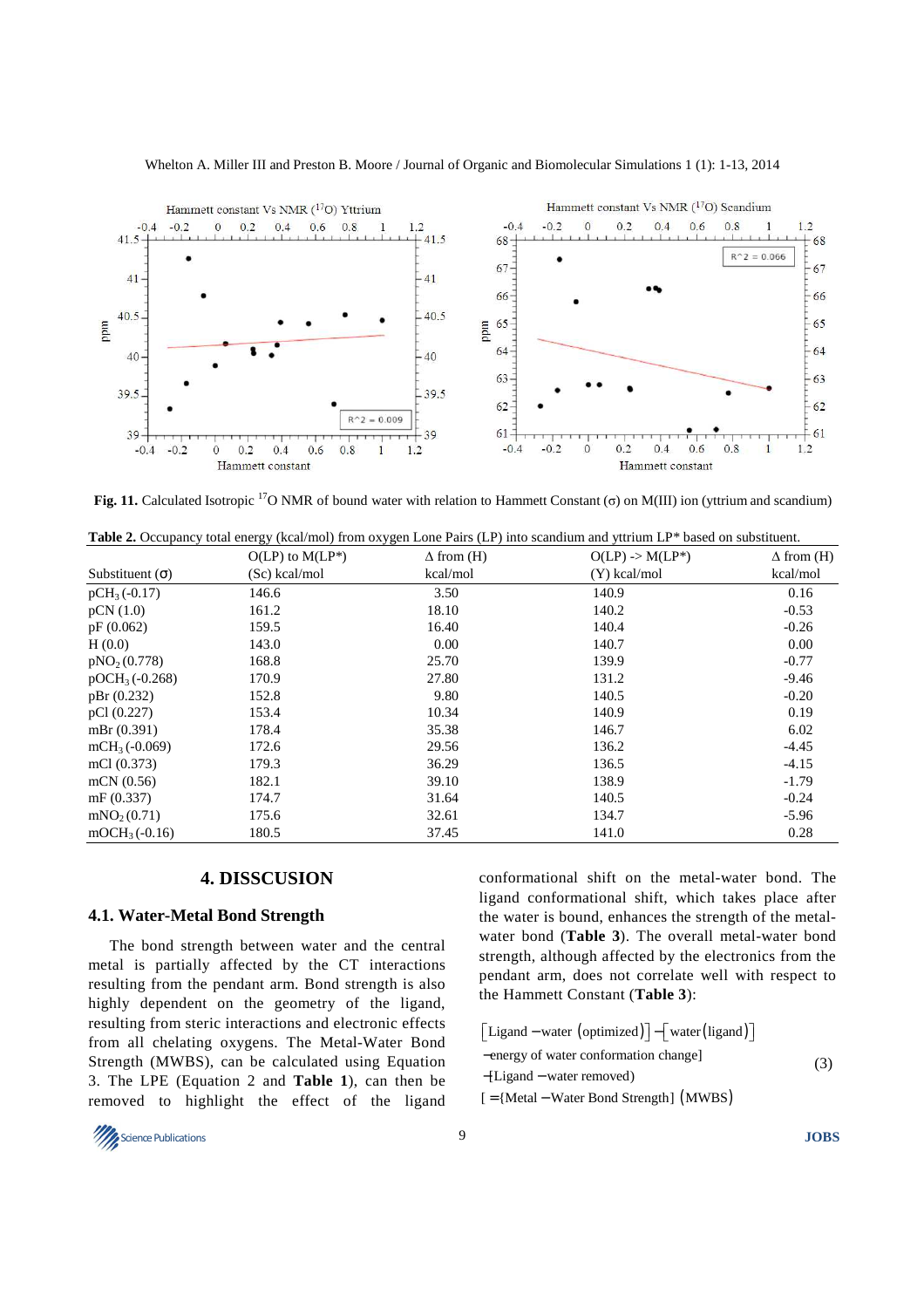Fig. 11. Calculated Isotropic $^{17}O$ NMR of bound water with relation to Hammett Constant (σ) on M(III) ion (yttrium and scandium)

**Table 2.** Occupancy total energy (kcal/mol) from oxygen Lone Pairs (LP) into scandium and yttrium LP* based on substituent.

| Substituent (σ) | O(LP) to M(LP*) (Sc) kcal/mol | Δ from (H) kcal/mol | O(LP) -> M(LP*) (Y) kcal/mol | Δ from (H) kcal/mol |
|---|---|---|---|---|
| $pCH_3$ (-0.17) | 146.6 | 3.50 | 140.9 | 0.16 |
| pCN (1.0) | 161.2 | 18.10 | 140.2 | -0.53 |
| pF (0.062) | 159.5 | 16.40 | 140.4 | -0.26 |
| H (0.0) | 143.0 | 0.00 | 140.7 | 0.00 |
| $pNO_2$ (0.778) | 168.8 | 25.70 | 139.9 | -0.77 |
| $pOCH_3$ (-0.268) | 170.9 | 27.80 | 131.2 | -9.46 |
| pBr (0.232) | 152.8 | 9.80 | 140.5 | -0.20 |
| pCl (0.227) | 153.4 | 10.34 | 140.9 | 0.19 |
| mBr (0.391) | 178.4 | 35.38 | 146.7 | 6.02 |
| $mCH_3$ (-0.069) | 172.6 | 29.56 | 136.2 | -4.45 |
| mCl (0.373) | 179.3 | 36.29 | 136.5 | -4.15 |
| mCN (0.56) | 182.1 | 39.10 | 138.9 | -1.79 |
| mF (0.337) | 174.7 | 31.64 | 140.5 | -0.24 |
| $mNO_2$ (0.71) | 175.6 | 32.61 | 134.7 | -5.96 |
| $mOCH_3$ (-0.16) | 180.5 | 37.45 | 141.0 | 0.28 |

## 4. DISSCUSION

### 4.1. Water-Metal Bond Strength

The bond strength between water and the central metal is partially affected by the CT interactions resulting from the pendant arm. Bond strength is also highly dependent on the geometry of the ligand, resulting from steric interactions and electronic effects from all chelating oxygens. The Metal-Water Bond Strength (MWBS), can be calculated using Equation 3. The LPE (Equation 2 and **Table 1**), can then be removed to highlight the effect of the ligand conformational shift on the metal-water bond. The ligand conformational shift, which takes place after the water is bound, enhances the strength of the metal-water bond (**Table 3**). The overall metal-water bond strength, although affected by the electronics from the pendant arm, does not correlate well with respect to the Hammett Constant (**Table 3**):

$$\begin{aligned}&\left[\text{Ligand}-\text{water}\ (\text{optimized})\right]-\left[\text{water}(\text{ligand})\right]\\&-\text{energy of water conformation change}]\\&-[\text{Ligand}-\text{water removed})\\&[=\{\text{Metal}-\text{Water Bond Strength}]\ (\text{MWBS})\end{aligned} \quad (3)$$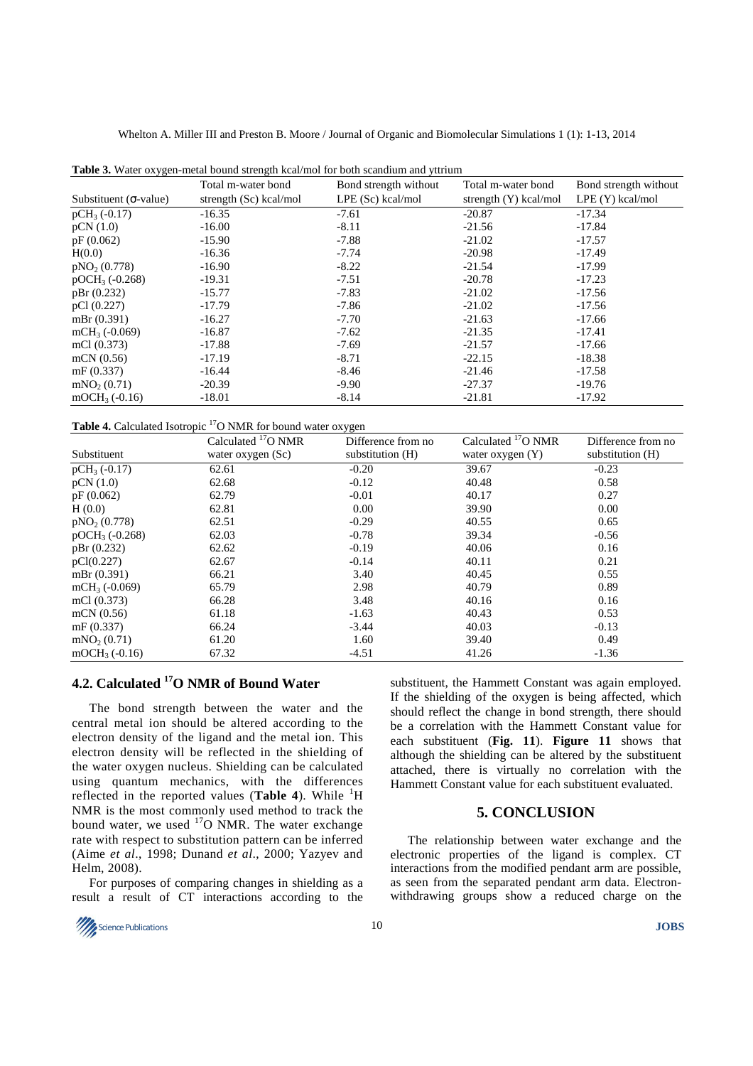**Table 3.** Water oxygen-metal bound strength kcal/mol for both scandium and yttrium

| Substituent (σ-value) | Total m-water bond strength (Sc) kcal/mol | Bond strength without LPE (Sc) kcal/mol | Total m-water bond strength (Y) kcal/mol | Bond strength without LPE (Y) kcal/mol |
|---|---|---|---|---|
| $pCH_3$ (-0.17) | -16.35 | -7.61 | -20.87 | -17.34 |
| pCN (1.0) | -16.00 | -8.11 | -21.56 | -17.84 |
| pF (0.062) | -15.90 | -7.88 | -21.02 | -17.57 |
| H(0.0) | -16.36 | -7.74 | -20.98 | -17.49 |
| $pNO_2$ (0.778) | -16.90 | -8.22 | -21.54 | -17.99 |
| $pOCH_3$ (-0.268) | -19.31 | -7.51 | -20.78 | -17.23 |
| pBr (0.232) | -15.77 | -7.83 | -21.02 | -17.56 |
| pCl (0.227) | -17.79 | -7.86 | -21.02 | -17.56 |
| mBr (0.391) | -16.27 | -7.70 | -21.63 | -17.66 |
| $mCH_3$ (-0.069) | -16.87 | -7.62 | -21.35 | -17.41 |
| mCl (0.373) | -17.88 | -7.69 | -21.57 | -17.66 |
| mCN (0.56) | -17.19 | -8.71 | -22.15 | -18.38 |
| mF (0.337) | -16.44 | -8.46 | -21.46 | -17.58 |
| $mNO_2$ (0.71) | -20.39 | -9.90 | -27.37 | -19.76 |
| $mOCH_3$ (-0.16) | -18.01 | -8.14 | -21.81 | -17.92 |

**Table 4.** Calculated Isotropic $^{17}O$ NMR for bound water oxygen

| Substituent | Calculated $^{17}O$ NMR water oxygen (Sc) | Difference from no substitution (H) | Calculated $^{17}O$ NMR water oxygen (Y) | Difference from no substitution (H) |
|---|---|---|---|---|
| $pCH_3$ (-0.17) | 62.61 | -0.20 | 39.67 | -0.23 |
| pCN (1.0) | 62.68 | -0.12 | 40.48 | 0.58 |
| pF (0.062) | 62.79 | -0.01 | 40.17 | 0.27 |
| H (0.0) | 62.81 | 0.00 | 39.90 | 0.00 |
| $pNO_2$ (0.778) | 62.51 | -0.29 | 40.55 | 0.65 |
| $pOCH_3$ (-0.268) | 62.03 | -0.78 | 39.34 | -0.56 |
| pBr (0.232) | 62.62 | -0.19 | 40.06 | 0.16 |
| pCl(0.227) | 62.67 | -0.14 | 40.11 | 0.21 |
| mBr (0.391) | 66.21 | 3.40 | 40.45 | 0.55 |
| $mCH_3$ (-0.069) | 65.79 | 2.98 | 40.79 | 0.89 |
| mCl (0.373) | 66.28 | 3.48 | 40.16 | 0.16 |
| mCN (0.56) | 61.18 | -1.63 | 40.43 | 0.53 |
| mF (0.337) | 66.24 | -3.44 | 40.03 | -0.13 |
| $mNO_2$ (0.71) | 61.20 | 1.60 | 39.40 | 0.49 |
| $mOCH_3$ (-0.16) | 67.32 | -4.51 | 41.26 | -1.36 |

## 4.2. Calculated $^{17}O$ NMR of Bound Water

The bond strength between the water and the central metal ion should be altered according to the electron density of the ligand and the metal ion. This electron density will be reflected in the shielding of the water oxygen nucleus. Shielding can be calculated using quantum mechanics, with the differences reflected in the reported values (**Table 4**). While $^{1}H$ NMR is the most commonly used method to track the bound water, we used $^{17}O$ NMR. The water exchange rate with respect to substitution pattern can be inferred (Aime *et al*., 1998; Dunand *et al*., 2000; Yazyev and Helm, 2008).

For purposes of comparing changes in shielding as a result a result of CT interactions according to the substituent, the Hammett Constant was again employed. If the shielding of the oxygen is being affected, which should reflect the change in bond strength, there should be a correlation with the Hammett Constant value for each substituent (**Fig. 11**). **Figure 11** shows that although the shielding can be altered by the substituent attached, there is virtually no correlation with the Hammett Constant value for each substituent evaluated.

## 5. CONCLUSION

The relationship between water exchange and the electronic properties of the ligand is complex. CT interactions from the modified pendant arm are possible, as seen from the separated pendant arm data. Electron-withdrawing groups show a reduced charge on the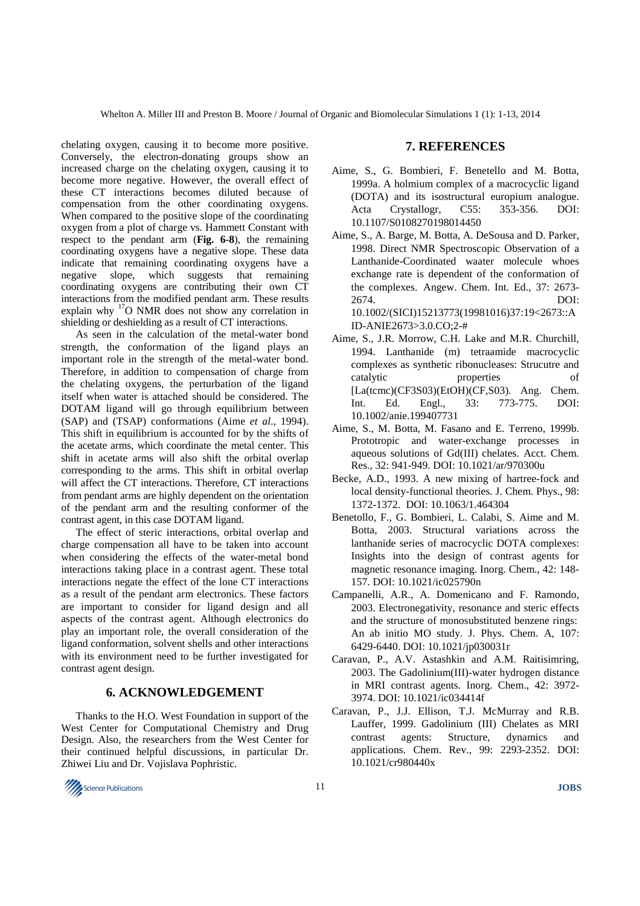chelating oxygen, causing it to become more positive. Conversely, the electron-donating groups show an increased charge on the chelating oxygen, causing it to become more negative. However, the overall effect of these CT interactions becomes diluted because of compensation from the other coordinating oxygens. When compared to the positive slope of the coordinating oxygen from a plot of charge vs. Hammett Constant with respect to the pendant arm (**Fig. 6-8**), the remaining coordinating oxygens have a negative slope. These data indicate that remaining coordinating oxygens have a negative slope, which suggests that remaining coordinating oxygens are contributing their own CT interactions from the modified pendant arm. These results explain why $^{17}$O NMR does not show any correlation in shielding or deshielding as a result of CT interactions.

As seen in the calculation of the metal-water bond strength, the conformation of the ligand plays an important role in the strength of the metal-water bond. Therefore, in addition to compensation of charge from the chelating oxygens, the perturbation of the ligand itself when water is attached should be considered. The DOTAM ligand will go through equilibrium between (SAP) and (TSAP) conformations (Aime *et al*., 1994). This shift in equilibrium is accounted for by the shifts of the acetate arms, which coordinate the metal center. This shift in acetate arms will also shift the orbital overlap corresponding to the arms. This shift in orbital overlap will affect the CT interactions. Therefore, CT interactions from pendant arms are highly dependent on the orientation of the pendant arm and the resulting conformer of the contrast agent, in this case DOTAM ligand.

The effect of steric interactions, orbital overlap and charge compensation all have to be taken into account when considering the effects of the water-metal bond interactions taking place in a contrast agent. These total interactions negate the effect of the lone CT interactions as a result of the pendant arm electronics. These factors are important to consider for ligand design and all aspects of the contrast agent. Although electronics do play an important role, the overall consideration of the ligand conformation, solvent shells and other interactions with its environment need to be further investigated for contrast agent design.

## 6. ACKNOWLEDGEMENT

Thanks to the H.O. West Foundation in support of the West Center for Computational Chemistry and Drug Design. Also, the researchers from the West Center for their continued helpful discussions, in particular Dr. Zhiwei Liu and Dr. Vojislava Pophristic.

## 7. REFERENCES

Aime, S., G. Bombieri, F. Benetello and M. Botta, 1999a. A holmium complex of a macrocyclic ligand (DOTA) and its isostructural europium analogue. Acta Crystallogr, C55: 353-356. DOI: 10.1107/S0108270198014450

Aime, S., A. Barge, M. Botta, A. DeSousa and D. Parker, 1998. Direct NMR Spectroscopic Observation of a Lanthanide-Coordinated waater molecule whoes exchange rate is dependent of the conformation of the complexes. Angew. Chem. Int. Ed., 37: 2673-2674. DOI: 10.1002/(SICI)15213773(19981016)37:19<2673::AID-ANIE2673>3.0.CO;2-#

Aime, S., J.R. Morrow, C.H. Lake and M.R. Churchill, 1994. Lanthanide (m) tetraamide macrocyclic complexes as synthetic ribonucleases: Strucutre and catalytic properties of [La(tcmc)(CF3S03)(EtOH)(CF,S03). Ang. Chem. Int. Ed. Engl., 33: 773-775. DOI: 10.1002/anie.199407731

Aime, S., M. Botta, M. Fasano and E. Terreno, 1999b. Prototropic and water-exchange processes in aqueous solutions of Gd(III) chelates. Acct. Chem. Res., 32: 941-949. DOI: 10.1021/ar970300u

Becke, A.D., 1993. A new mixing of hartree-fock and local density-functional theories. J. Chem. Phys., 98: 1372-1372. DOI: 10.1063/1.464304

Benetollo, F., G. Bombieri, L. Calabi, S. Aime and M. Botta, 2003. Structural variations across the lanthanide series of macrocyclic DOTA complexes: Insights into the design of contrast agents for magnetic resonance imaging. Inorg. Chem., 42: 148-157. DOI: 10.1021/ic025790n

Campanelli, A.R., A. Domenicano and F. Ramondo, 2003. Electronegativity, resonance and steric effects and the structure of monosubstituted benzene rings: An ab initio MO study. J. Phys. Chem. A, 107: 6429-6440. DOI: 10.1021/jp030031r

Caravan, P., A.V. Astashkin and A.M. Raitisimring, 2003. The Gadolinium(III)-water hydrogen distance in MRI contrast agents. Inorg. Chem., 42: 3972-3974. DOI: 10.1021/ic034414f

Caravan, P., J.J. Ellison, T.J. McMurray and R.B. Lauffer, 1999. Gadolinium (III) Chelates as MRI contrast agents: Structure, dynamics and applications. Chem. Rev., 99: 2293-2352. DOI: 10.1021/cr980440x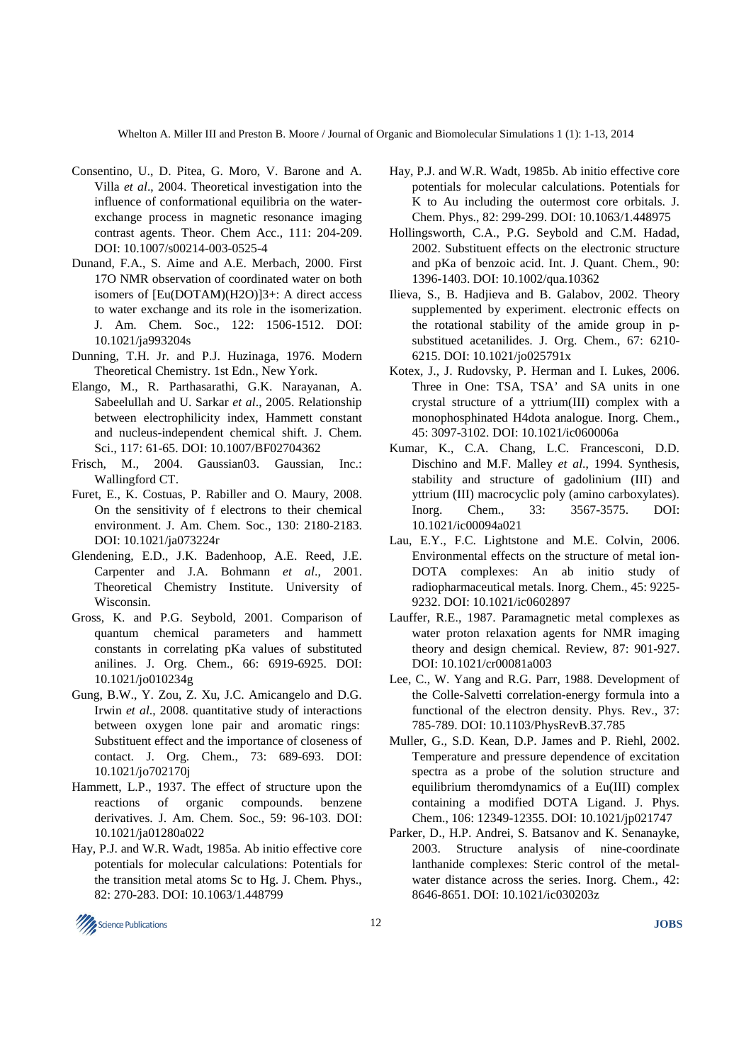Consentino, U., D. Pitea, G. Moro, V. Barone and A. Villa *et al*., 2004. Theoretical investigation into the influence of conformational equilibria on the water-exchange process in magnetic resonance imaging contrast agents. Theor. Chem Acc., 111: 204-209. DOI: 10.1007/s00214-003-0525-4

Dunand, F.A., S. Aime and A.E. Merbach, 2000. First 17O NMR observation of coordinated water on both isomers of [Eu(DOTAM)(H2O)]3+: A direct access to water exchange and its role in the isomerization. J. Am. Chem. Soc., 122: 1506-1512. DOI: 10.1021/ja993204s

Dunning, T.H. Jr. and P.J. Huzinaga, 1976. Modern Theoretical Chemistry. 1st Edn., New York.

Elango, M., R. Parthasarathi, G.K. Narayanan, A. Sabeelullah and U. Sarkar *et al*., 2005. Relationship between electrophilicity index, Hammett constant and nucleus-independent chemical shift. J. Chem. Sci., 117: 61-65. DOI: 10.1007/BF02704362

Frisch, M., 2004. Gaussian03. Gaussian, Inc.: Wallingford CT.

Furet, E., K. Costuas, P. Rabiller and O. Maury, 2008. On the sensitivity of f electrons to their chemical environment. J. Am. Chem. Soc., 130: 2180-2183. DOI: 10.1021/ja073224r

Glendening, E.D., J.K. Badenhoop, A.E. Reed, J.E. Carpenter and J.A. Bohmann *et al*., 2001. Theoretical Chemistry Institute. University of Wisconsin.

Gross, K. and P.G. Seybold, 2001. Comparison of quantum chemical parameters and hammett constants in correlating pKa values of substituted anilines. J. Org. Chem., 66: 6919-6925. DOI: 10.1021/jo010234g

Gung, B.W., Y. Zou, Z. Xu, J.C. Amicangelo and D.G. Irwin *et al*., 2008. quantitative study of interactions between oxygen lone pair and aromatic rings: Substituent effect and the importance of closeness of contact. J. Org. Chem., 73: 689-693. DOI: 10.1021/jo702170j

Hammett, L.P., 1937. The effect of structure upon the reactions of organic compounds. benzene derivatives. J. Am. Chem. Soc., 59: 96-103. DOI: 10.1021/ja01280a022

Hay, P.J. and W.R. Wadt, 1985a. Ab initio effective core potentials for molecular calculations: Potentials for the transition metal atoms Sc to Hg. J. Chem. Phys., 82: 270-283. DOI: 10.1063/1.448799

Hay, P.J. and W.R. Wadt, 1985b. Ab initio effective core potentials for molecular calculations. Potentials for K to Au including the outermost core orbitals. J. Chem. Phys., 82: 299-299. DOI: 10.1063/1.448975

Hollingsworth, C.A., P.G. Seybold and C.M. Hadad, 2002. Substituent effects on the electronic structure and pKa of benzoic acid. Int. J. Quant. Chem., 90: 1396-1403. DOI: 10.1002/qua.10362

Ilieva, S., B. Hadjieva and B. Galabov, 2002. Theory supplemented by experiment. electronic effects on the rotational stability of the amide group in p-substituted acetanilides. J. Org. Chem., 67: 6210-6215. DOI: 10.1021/jo025791x

Kotex, J., J. Rudovsky, P. Herman and I. Lukes, 2006. Three in One: TSA, TSA' and SA units in one crystal structure of a yttrium(III) complex with a monophosphinated H4dota analogue. Inorg. Chem., 45: 3097-3102. DOI: 10.1021/ic060006a

Kumar, K., C.A. Chang, L.C. Francesconi, D.D. Dischino and M.F. Malley *et al*., 1994. Synthesis, stability and structure of gadolinium (III) and yttrium (III) macrocyclic poly (amino carboxylates). Inorg. Chem., 33: 3567-3575. DOI: 10.1021/ic00094a021

Lau, E.Y., F.C. Lightstone and M.E. Colvin, 2006. Environmental effects on the structure of metal ion-DOTA complexes: An ab initio study of radiopharmaceutical metals. Inorg. Chem., 45: 9225-9232. DOI: 10.1021/ic0602897

Lauffer, R.E., 1987. Paramagnetic metal complexes as water proton relaxation agents for NMR imaging theory and design chemical. Review, 87: 901-927. DOI: 10.1021/cr00081a003

Lee, C., W. Yang and R.G. Parr, 1988. Development of the Colle-Salvetti correlation-energy formula into a functional of the electron density. Phys. Rev., 37: 785-789. DOI: 10.1103/PhysRevB.37.785

Muller, G., S.D. Kean, D.P. James and P. Riehl, 2002. Temperature and pressure dependence of excitation spectra as a probe of the solution structure and equilibrium theromdynamics of a Eu(III) complex containing a modified DOTA Ligand. J. Phys. Chem., 106: 12349-12355. DOI: 10.1021/jp021747

Parker, D., H.P. Andrei, S. Batsanov and K. Senanayke, 2003. Structure analysis of nine-coordinate lanthanide complexes: Steric control of the metal-water distance across the series. Inorg. Chem., 42: 8646-8651. DOI: 10.1021/ic030203z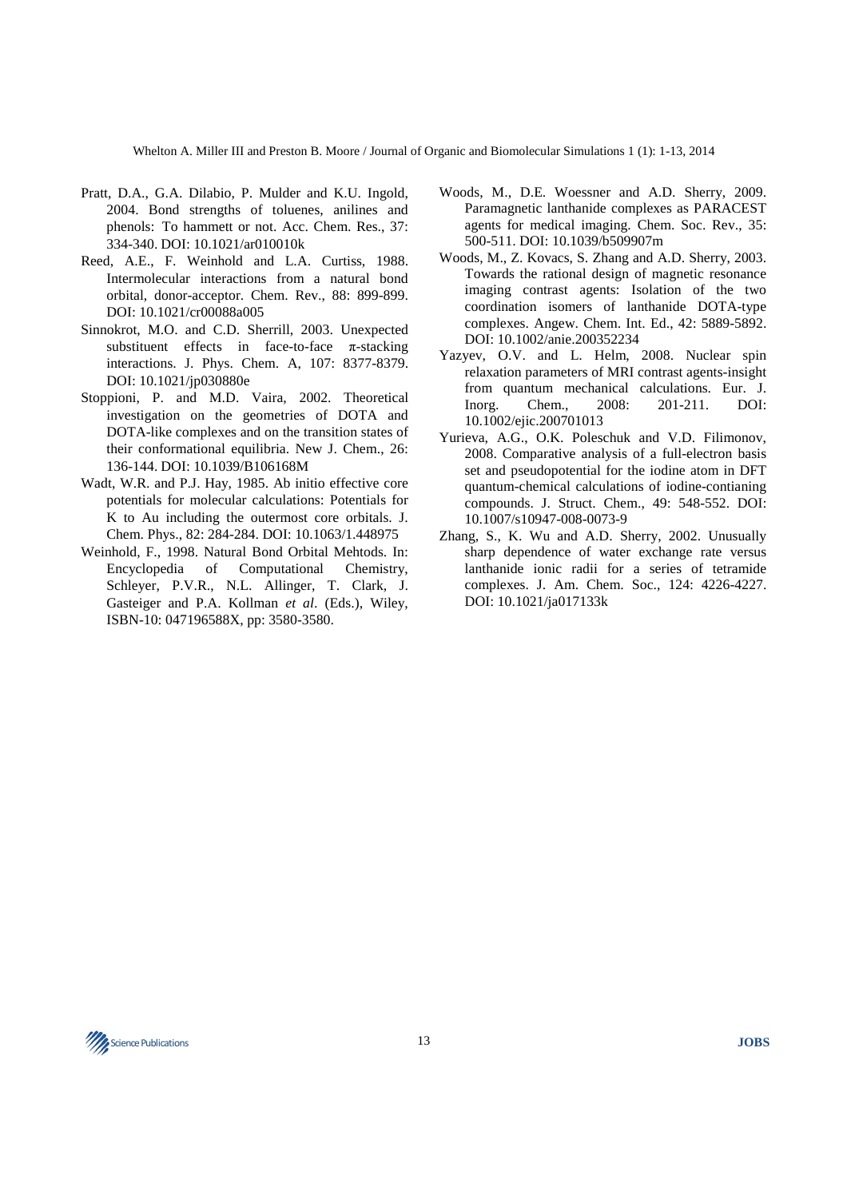Pratt, D.A., G.A. Dilabio, P. Mulder and K.U. Ingold, 2004. Bond strengths of toluenes, anilines and phenols: To hammett or not. Acc. Chem. Res., 37: 334-340. DOI: 10.1021/ar010010k

Reed, A.E., F. Weinhold and L.A. Curtiss, 1988. Intermolecular interactions from a natural bond orbital, donor-acceptor. Chem. Rev., 88: 899-899. DOI: 10.1021/cr00088a005

Sinnokrot, M.O. and C.D. Sherrill, 2003. Unexpected substituent effects in face-to-face π-stacking interactions. J. Phys. Chem. A, 107: 8377-8379. DOI: 10.1021/jp030880e

Stoppioni, P. and M.D. Vaira, 2002. Theoretical investigation on the geometries of DOTA and DOTA-like complexes and on the transition states of their conformational equilibria. New J. Chem., 26: 136-144. DOI: 10.1039/B106168M

Wadt, W.R. and P.J. Hay, 1985. Ab initio effective core potentials for molecular calculations: Potentials for K to Au including the outermost core orbitals. J. Chem. Phys., 82: 284-284. DOI: 10.1063/1.448975

Weinhold, F., 1998. Natural Bond Orbital Mehtods. In: Encyclopedia of Computational Chemistry, Schleyer, P.V.R., N.L. Allinger, T. Clark, J. Gasteiger and P.A. Kollman *et al*. (Eds.), Wiley, ISBN-10: 047196588X, pp: 3580-3580.

Woods, M., D.E. Woessner and A.D. Sherry, 2009. Paramagnetic lanthanide complexes as PARACEST agents for medical imaging. Chem. Soc. Rev., 35: 500-511. DOI: 10.1039/b509907m

Woods, M., Z. Kovacs, S. Zhang and A.D. Sherry, 2003. Towards the rational design of magnetic resonance imaging contrast agents: Isolation of the two coordination isomers of lanthanide DOTA-type complexes. Angew. Chem. Int. Ed., 42: 5889-5892. DOI: 10.1002/anie.200352234

Yazyev, O.V. and L. Helm, 2008. Nuclear spin relaxation parameters of MRI contrast agents-insight from quantum mechanical calculations. Eur. J. Inorg. Chem., 2008: 201-211. DOI: 10.1002/ejic.200701013

Yurieva, A.G., O.K. Poleschuk and V.D. Filimonov, 2008. Comparative analysis of a full-electron basis set and pseudopotential for the iodine atom in DFT quantum-chemical calculations of iodine-contianing compounds. J. Struct. Chem., 49: 548-552. DOI: 10.1007/s10947-008-0073-9

Zhang, S., K. Wu and A.D. Sherry, 2002. Unusually sharp dependence of water exchange rate versus lanthanide ionic radii for a series of tetramide complexes. J. Am. Chem. Soc., 124: 4226-4227. DOI: 10.1021/ja017133k